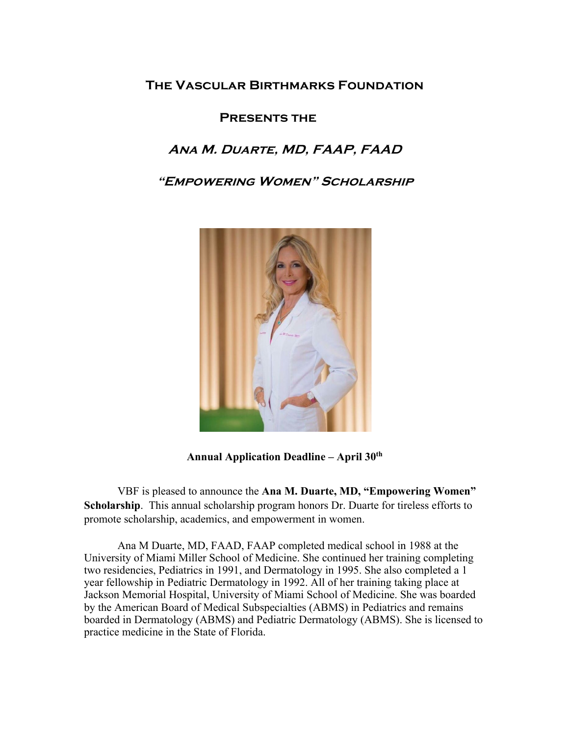# The Vascular Birthmarks Foundation

## Presents the

## *Ana M. Duarte, MD, FAAP, FAAD*

## *"Empowering Women" Scholarship*

**Annual Application Deadline – April 30th**

VBF is pleased to announce the **Ana M. Duarte, MD, "Empowering Women" Scholarship**. This annual scholarship program honors Dr. Duarte for tireless efforts to promote scholarship, academics, and empowerment in women.

Ana M Duarte, MD, FAAD, FAAP completed medical school in 1988 at the University of Miami Miller School of Medicine. She continued her training completing two residencies, Pediatrics in 1991, and Dermatology in 1995. She also completed a 1 year fellowship in Pediatric Dermatology in 1992. All of her training taking place at Jackson Memorial Hospital, University of Miami School of Medicine. She was boarded by the American Board of Medical Subspecialties (ABMS) in Pediatrics and remains boarded in Dermatology (ABMS) and Pediatric Dermatology (ABMS). She is licensed to practice medicine in the State of Florida.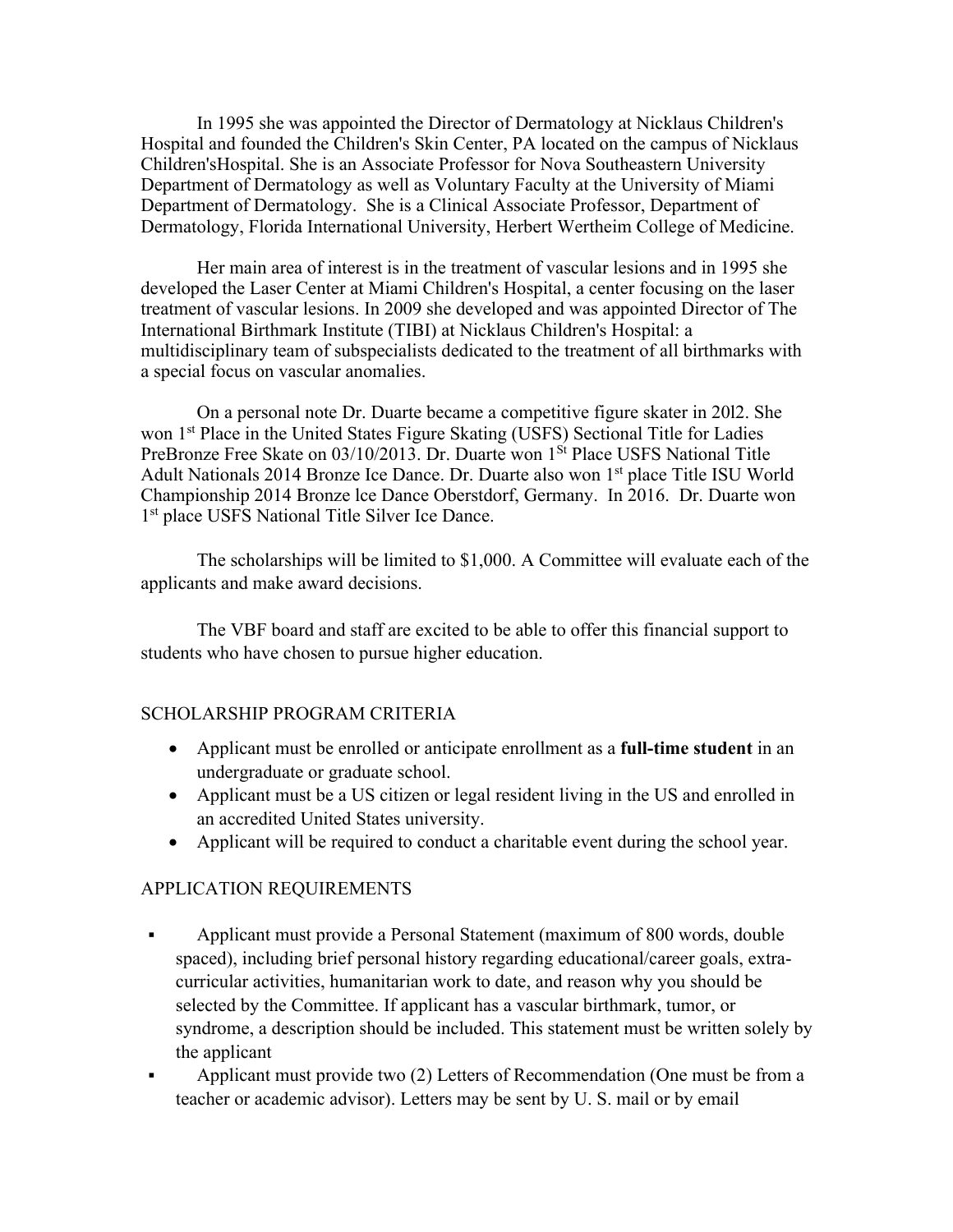In 1995 she was appointed the Director of Dermatology at Nicklaus Children's Hospital and founded the Children's Skin Center, PA located on the campus of Nicklaus Children'sHospital. She is an Associate Professor for Nova Southeastern University Department of Dermatology as well as Voluntary Faculty at the University of Miami Department of Dermatology. She is a Clinical Associate Professor, Department of Dermatology, Florida International University, Herbert Wertheim College of Medicine.

Her main area of interest is in the treatment of vascular lesions and in 1995 she developed the Laser Center at Miami Children's Hospital, a center focusing on the laser treatment of vascular lesions. In 2009 she developed and was appointed Director of The International Birthmark Institute (TIBI) at Nicklaus Children's Hospital: a multidisciplinary team of subspecialists dedicated to the treatment of all birthmarks with a special focus on vascular anomalies.

On a personal note Dr. Duarte became a competitive figure skater in 20l2. She won 1st Place in the United States Figure Skating (USFS) Sectional Title for Ladies PreBronze Free Skate on 03/10/2013. Dr. Duarte won 1St Place USFS National Title Adult Nationals 2014 Bronze Ice Dance. Dr. Duarte also won 1st place Title ISU World Championship 2014 Bronze lce Dance Oberstdorf, Germany. In 2016. Dr. Duarte won 1st place USFS National Title Silver Ice Dance.

The scholarships will be limited to $1,000. A Committee will evaluate each of the applicants and make award decisions.

The VBF board and staff are excited to be able to offer this financial support to students who have chosen to pursue higher education.

## SCHOLARSHIP PROGRAM CRITERIA

- Applicant must be enrolled or anticipate enrollment as a **full-time student** in an undergraduate or graduate school.
- Applicant must be a US citizen or legal resident living in the US and enrolled in an accredited United States university.
- Applicant will be required to conduct a charitable event during the school year.

## APPLICATION REQUIREMENTS

- Applicant must provide a Personal Statement (maximum of 800 words, double spaced), including brief personal history regarding educational/career goals, extra-curricular activities, humanitarian work to date, and reason why you should be selected by the Committee. If applicant has a vascular birthmark, tumor, or syndrome, a description should be included. This statement must be written solely by the applicant
- Applicant must provide two (2) Letters of Recommendation (One must be from a teacher or academic advisor). Letters may be sent by U. S. mail or by email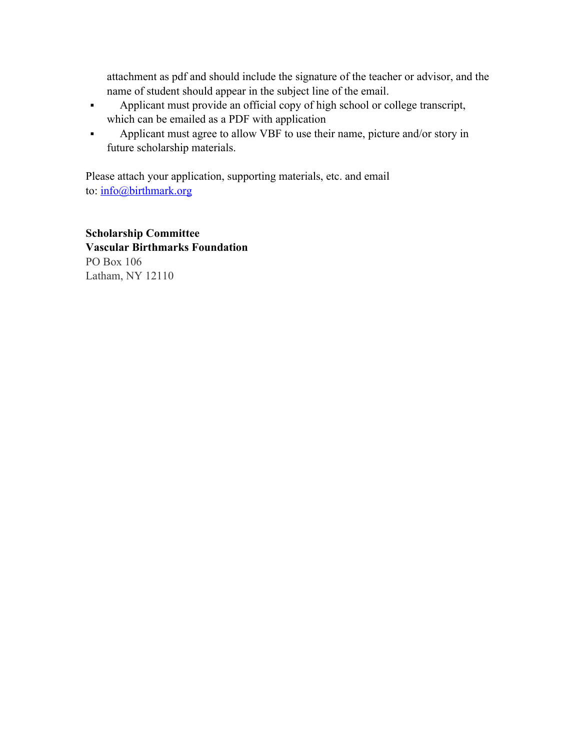attachment as pdf and should include the signature of the teacher or advisor, and the name of student should appear in the subject line of the email.

- Applicant must provide an official copy of high school or college transcript, which can be emailed as a PDF with application
- Applicant must agree to allow VBF to use their name, picture and/or story in future scholarship materials.

Please attach your application, supporting materials, etc. and email to: info@birthmark.org

**Scholarship Committee**
**Vascular Birthmarks Foundation**
PO Box 106
Latham, NY 12110